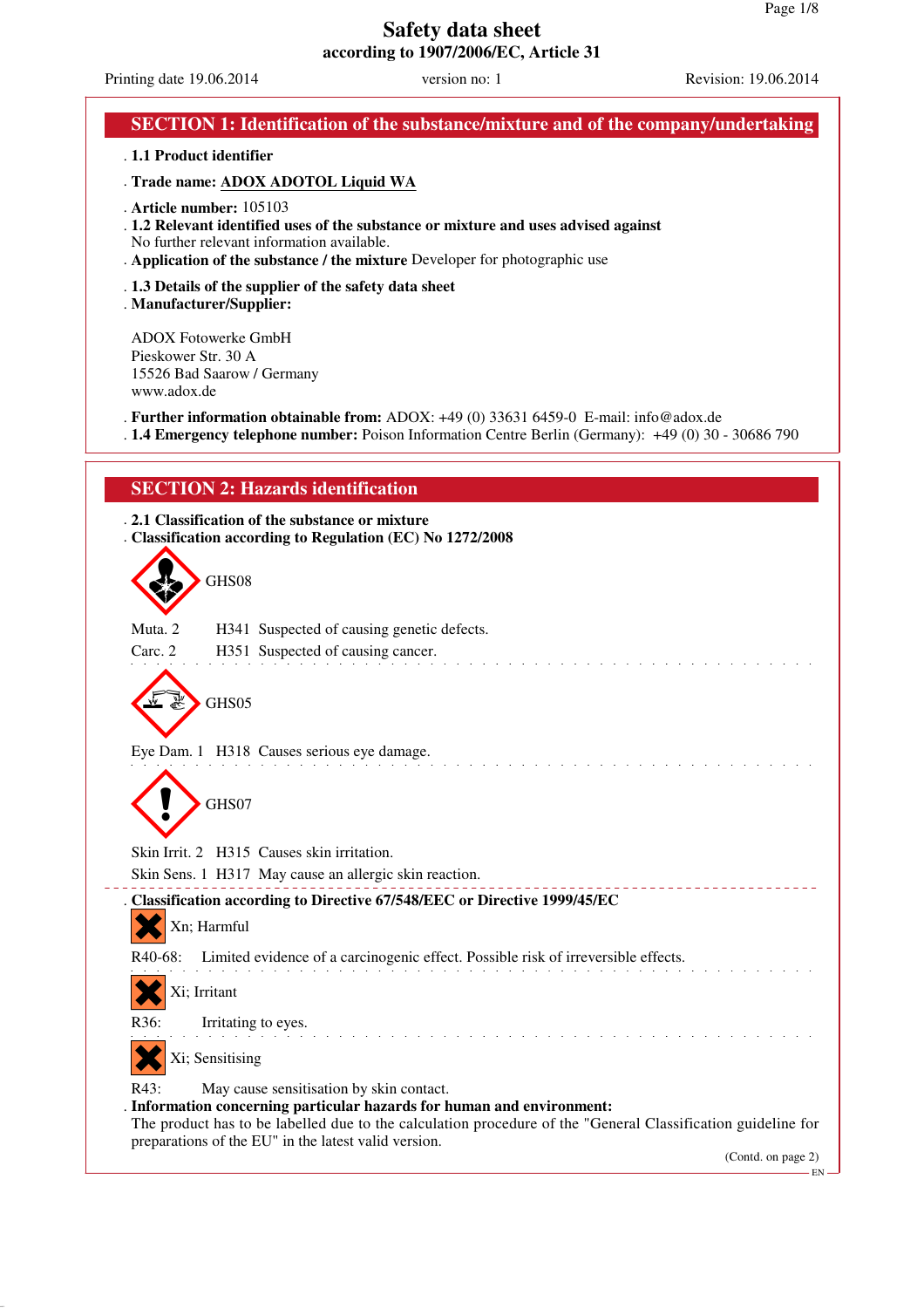# Safety data sheet

**according to 1907/2006/EC, Article 31**

Printing date 19.06.2014 version no: 1 Revision: 19.06.2014

## SECTION 1: Identification of the substance/mixture and of the company/undertaking

- **1.1 Product identifier**
- **Trade name: ADOX ADOTOL Liquid WA**
- **Article number:** 105103
- **1.2 Relevant identified uses of the substance or mixture and uses advised against**
  No further relevant information available.
- **Application of the substance / the mixture** Developer for photographic use
- **1.3 Details of the supplier of the safety data sheet**
- **Manufacturer/Supplier:**

ADOX Fotowerke GmbH
Pieskower Str. 30 A
15526 Bad Saarow / Germany
www.adox.de

- **Further information obtainable from:** ADOX: +49 (0) 33631 6459-0 E-mail: info@adox.de
- **1.4 Emergency telephone number:** Poison Information Centre Berlin (Germany): +49 (0) 30 - 30686 790

## SECTION 2: Hazards identification

- **2.1 Classification of the substance or mixture**
- **Classification according to Regulation (EC) No 1272/2008**

GHS08

Muta. 2 H341 Suspected of causing genetic defects.
Carc. 2 H351 Suspected of causing cancer.

GHS05

Eye Dam. 1 H318 Causes serious eye damage.

GHS07

Skin Irrit. 2 H315 Causes skin irritation.
Skin Sens. 1 H317 May cause an allergic skin reaction.

- **Classification according to Directive 67/548/EEC or Directive 1999/45/EC**

Xn; Harmful

R40-68: Limited evidence of a carcinogenic effect. Possible risk of irreversible effects.

Xi; Irritant

R36: Irritating to eyes.

Xi; Sensitising

R43: May cause sensitisation by skin contact.

- **Information concerning particular hazards for human and environment:**
  The product has to be labelled due to the calculation procedure of the "General Classification guideline for preparations of the EU" in the latest valid version.

(Contd. on page 2)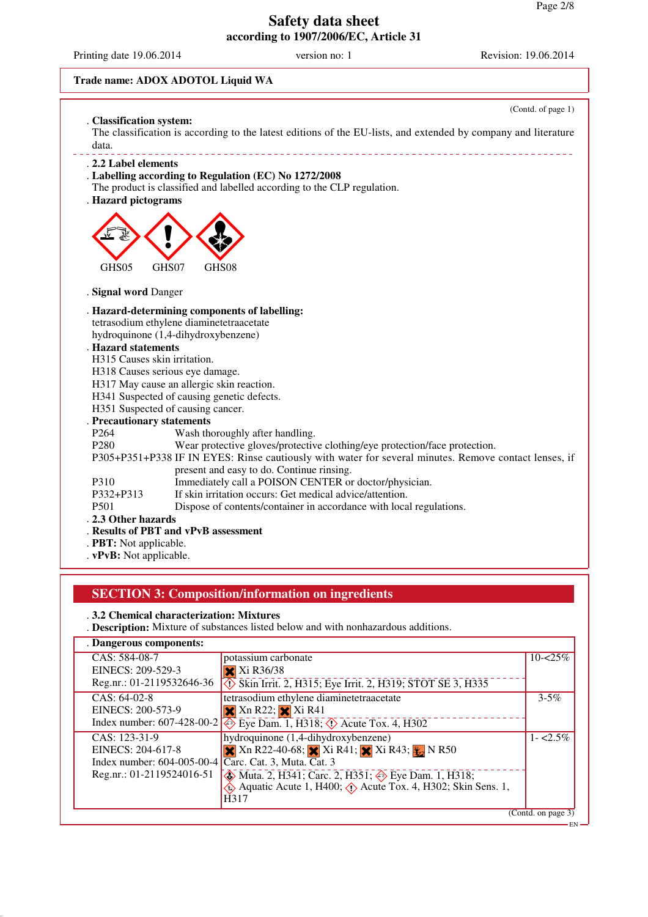Trade name: ADOX ADOTOL Liquid WA

(Contd. of page 1)

**· Classification system:**
The classification is according to the latest editions of the EU-lists, and extended by company and literature data.

**· 2.2 Label elements**

**· Labelling according to Regulation (EC) No 1272/2008**
The product is classified and labelled according to the CLP regulation.

**· Hazard pictograms**

GHS05 GHS07 GHS08

**· Signal word** Danger

**· Hazard-determining components of labelling:**
tetrasodium ethylene diaminetetraacetate
hydroquinone (1,4-dihydroxybenzene)

**· Hazard statements**
H315 Causes skin irritation.
H318 Causes serious eye damage.
H317 May cause an allergic skin reaction.
H341 Suspected of causing genetic defects.
H351 Suspected of causing cancer.

**· Precautionary statements**
P264 Wash thoroughly after handling.
P280 Wear protective gloves/protective clothing/eye protection/face protection.
P305+P351+P338 IF IN EYES: Rinse cautiously with water for several minutes. Remove contact lenses, if present and easy to do. Continue rinsing.
P310 Immediately call a POISON CENTER or doctor/physician.
P332+P313 If skin irritation occurs: Get medical advice/attention.
P501 Dispose of contents/container in accordance with local regulations.

**· 2.3 Other hazards**

**· Results of PBT and vPvB assessment**

**· PBT:** Not applicable.

**· vPvB:** Not applicable.

## SECTION 3: Composition/information on ingredients

**· 3.2 Chemical characterization: Mixtures**

**· Description:** Mixture of substances listed below and with nonhazardous additions.

**· Dangerous components:**

| Identifiers | Substance / Classification | Concentration |
|---|---|---|
| CAS: 584-08-7<br>EINECS: 209-529-3<br>Reg.nr.: 01-2119532646-36 | potassium carbonate<br>Xi R36/38<br>Skin Irrit. 2, H315; Eye Irrit. 2, H319; STOT SE 3, H335 | 10-<25% |
| CAS: 64-02-8<br>EINECS: 200-573-9<br>Index number: 607-428-00-2 | tetrasodium ethylene diaminetetraacetate<br>Xn R22; Xi R41<br>Eye Dam. 1, H318; Acute Tox. 4, H302 | 3-5% |
| CAS: 123-31-9<br>EINECS: 204-617-8<br>Index number: 604-005-00-4<br>Reg.nr.: 01-2119524016-51 | hydroquinone (1,4-dihydroxybenzene)<br>Xn R22-40-68; Xi R41; Xi R43; N R50<br>Carc. Cat. 3, Muta. Cat. 3<br>Muta. 2, H341; Carc. 2, H351; Eye Dam. 1, H318; Aquatic Acute 1, H400; Acute Tox. 4, H302; Skin Sens. 1, H317 | 1- <2.5% |

(Contd. on page 3)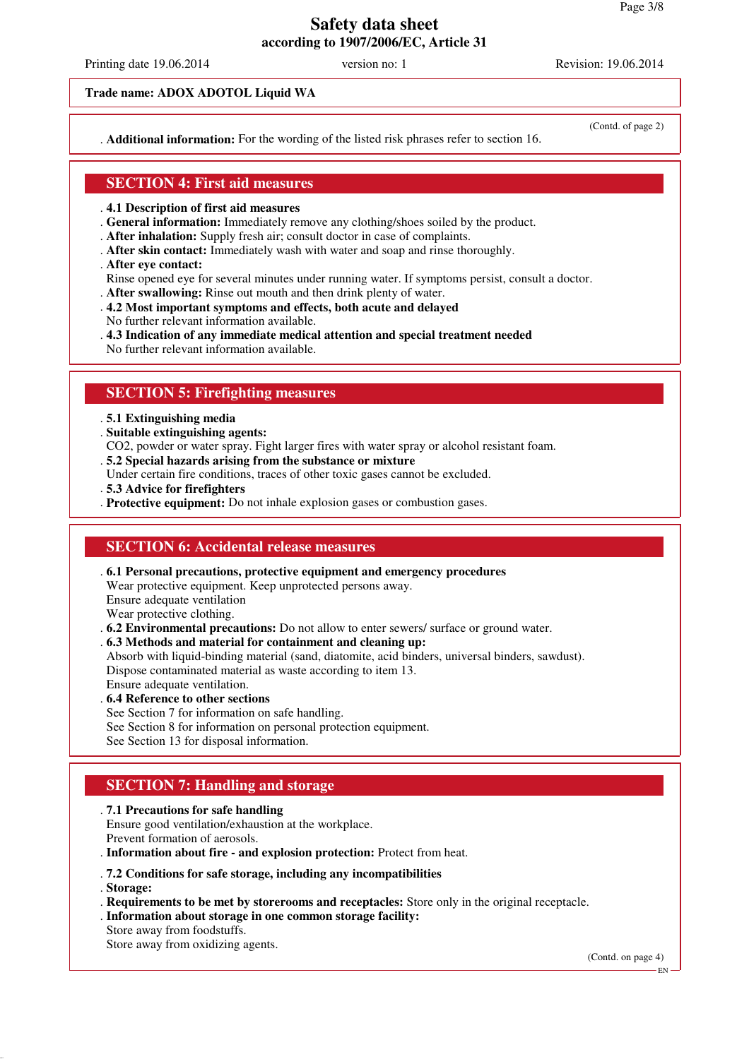**Trade name: ADOX ADOTOL Liquid WA**

(Contd. of page 2)

**Additional information:** For the wording of the listed risk phrases refer to section 16.

## SECTION 4: First aid measures

**4.1 Description of first aid measures**

**General information:** Immediately remove any clothing/shoes soiled by the product.

**After inhalation:** Supply fresh air; consult doctor in case of complaints.

**After skin contact:** Immediately wash with water and soap and rinse thoroughly.

**After eye contact:**
Rinse opened eye for several minutes under running water. If symptoms persist, consult a doctor.

**After swallowing:** Rinse out mouth and then drink plenty of water.

**4.2 Most important symptoms and effects, both acute and delayed**
No further relevant information available.

**4.3 Indication of any immediate medical attention and special treatment needed**
No further relevant information available.

## SECTION 5: Firefighting measures

**5.1 Extinguishing media**

**Suitable extinguishing agents:**
$CO_2$, powder or water spray. Fight larger fires with water spray or alcohol resistant foam.

**5.2 Special hazards arising from the substance or mixture**
Under certain fire conditions, traces of other toxic gases cannot be excluded.

**5.3 Advice for firefighters**

**Protective equipment:** Do not inhale explosion gases or combustion gases.

## SECTION 6: Accidental release measures

**6.1 Personal precautions, protective equipment and emergency procedures**
Wear protective equipment. Keep unprotected persons away.
Ensure adequate ventilation
Wear protective clothing.

**6.2 Environmental precautions:** Do not allow to enter sewers/ surface or ground water.

**6.3 Methods and material for containment and cleaning up:**
Absorb with liquid-binding material (sand, diatomite, acid binders, universal binders, sawdust).
Dispose contaminated material as waste according to item 13.
Ensure adequate ventilation.

**6.4 Reference to other sections**
See Section 7 for information on safe handling.
See Section 8 for information on personal protection equipment.
See Section 13 for disposal information.

## SECTION 7: Handling and storage

**7.1 Precautions for safe handling**
Ensure good ventilation/exhaustion at the workplace.
Prevent formation of aerosols.

**Information about fire - and explosion protection:** Protect from heat.

**7.2 Conditions for safe storage, including any incompatibilities**

**Storage:**

**Requirements to be met by storerooms and receptacles:** Store only in the original receptacle.

**Information about storage in one common storage facility:**
Store away from foodstuffs.
Store away from oxidizing agents.

(Contd. on page 4)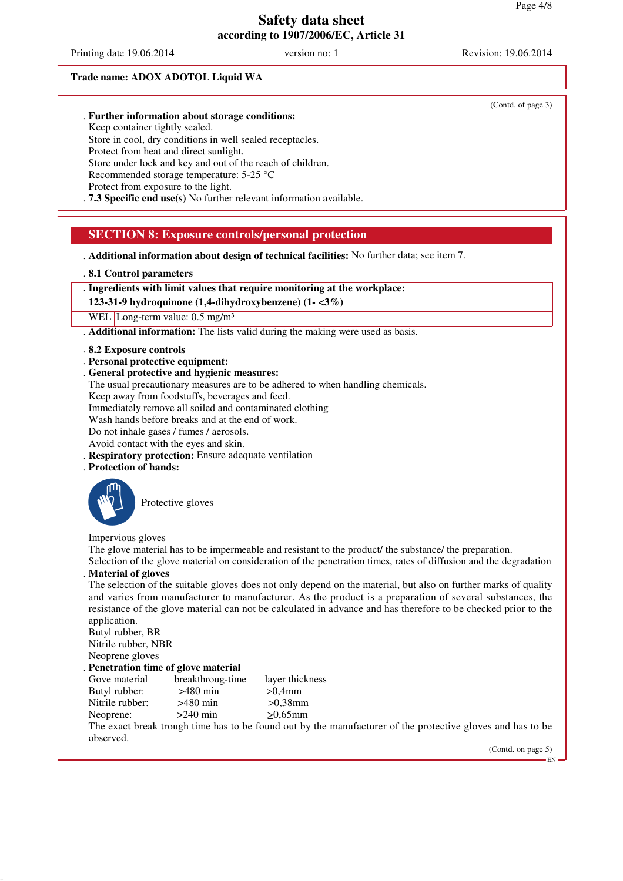**Trade name: ADOX ADOTOL Liquid WA**

(Contd. of page 3)

· **Further information about storage conditions:**
Keep container tightly sealed.
Store in cool, dry conditions in well sealed receptacles.
Protect from heat and direct sunlight.
Store under lock and key and out of the reach of children.
Recommended storage temperature: 5-25 °C
Protect from exposure to the light.

· **7.3 Specific end use(s)** No further relevant information available.

## SECTION 8: Exposure controls/personal protection

· **Additional information about design of technical facilities:** No further data; see item 7.

· **8.1 Control parameters**

| · Ingredients with limit values that require monitoring at the workplace: | |
|---|---|
| **123-31-9 hydroquinone (1,4-dihydroxybenzene) (1- <3%)** | |
| WEL | Long-term value: 0.5 mg/m³ |

· **Additional information:** The lists valid during the making were used as basis.

· **8.2 Exposure controls**
· **Personal protective equipment:**
· **General protective and hygienic measures:**
The usual precautionary measures are to be adhered to when handling chemicals.
Keep away from foodstuffs, beverages and feed.
Immediately remove all soiled and contaminated clothing
Wash hands before breaks and at the end of work.
Do not inhale gases / fumes / aerosols.
Avoid contact with the eyes and skin.
· **Respiratory protection:** Ensure adequate ventilation
· **Protection of hands:**

Protective gloves

Impervious gloves
The glove material has to be impermeable and resistant to the product/ the substance/ the preparation.
Selection of the glove material on consideration of the penetration times, rates of diffusion and the degradation
· **Material of gloves**
The selection of the suitable gloves does not only depend on the material, but also on further marks of quality and varies from manufacturer to manufacturer. As the product is a preparation of several substances, the resistance of the glove material can not be calculated in advance and has therefore to be checked prior to the application.
Butyl rubber, BR
Nitrile rubber, NBR
Neoprene gloves
· **Penetration time of glove material**

| Gove material | breakthroug-time | layer thickness |
|---|---|---|
| Butyl rubber: | >480 min | ≥0,4mm |
| Nitrile rubber: | >480 min | ≥0,38mm |
| Neoprene: | >240 min | ≥0,65mm |

The exact break trough time has to be found out by the manufacturer of the protective gloves and has to be observed.

(Contd. on page 5)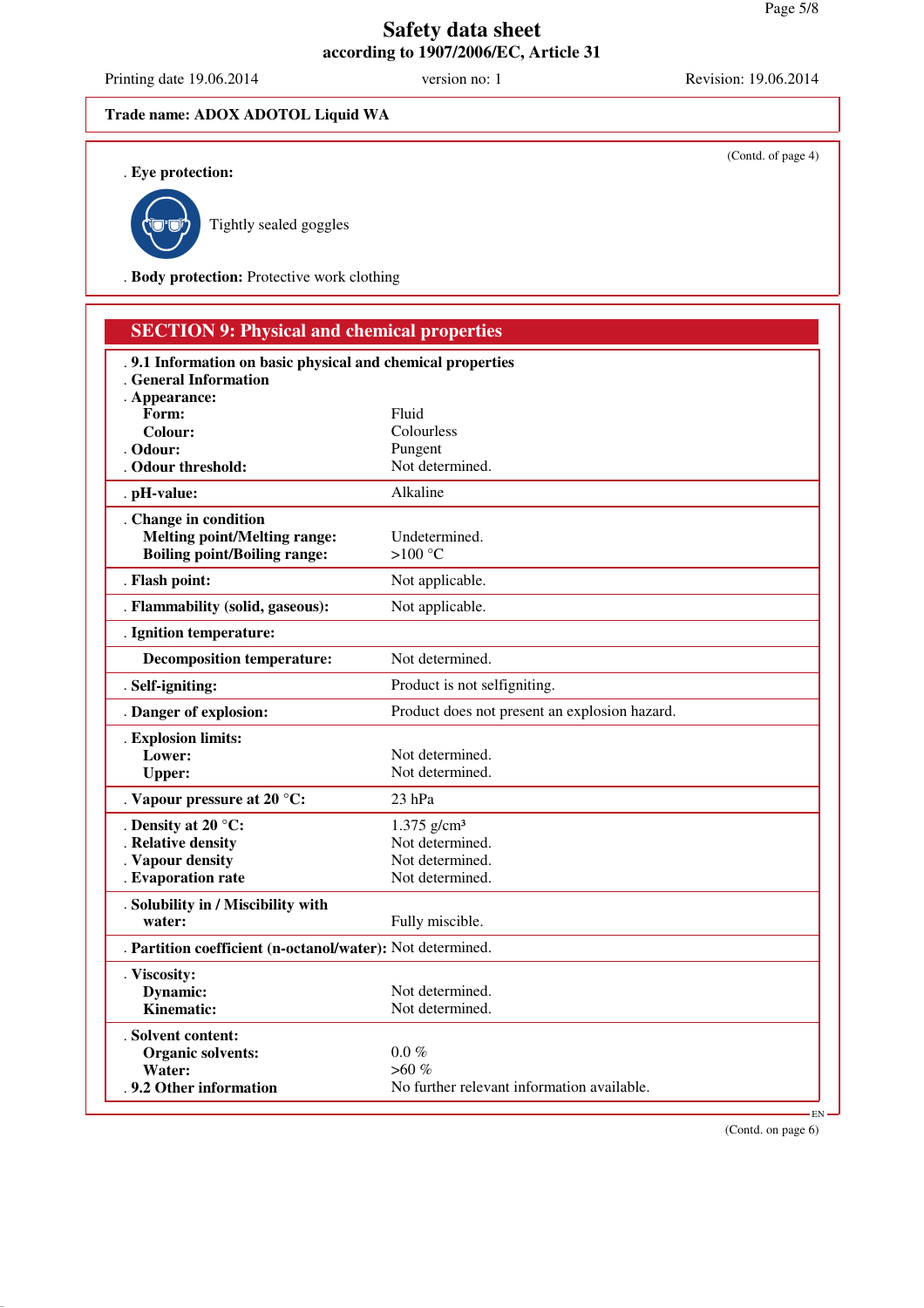Trade name: **ADOX ADOTOL Liquid WA**

(Contd. of page 4)

**. Eye protection:**

Tightly sealed goggles

**. Body protection:** Protective work clothing

## SECTION 9: Physical and chemical properties

| | |
|---|---|
| **. 9.1 Information on basic physical and chemical properties** | |
| **. General Information** | |
| **. Appearance:** | |
| **Form:** | Fluid |
| **Colour:** | Colourless |
| **. Odour:** | Pungent |
| **. Odour threshold:** | Not determined. |
| **. pH-value:** | Alkaline |
| **. Change in condition** | |
| **Melting point/Melting range:** | Undetermined. |
| **Boiling point/Boiling range:** | >100 °C |
| **. Flash point:** | Not applicable. |
| **. Flammability (solid, gaseous):** | Not applicable. |
| **. Ignition temperature:** | |
| **Decomposition temperature:** | Not determined. |
| **. Self-igniting:** | Product is not selfigniting. |
| **. Danger of explosion:** | Product does not present an explosion hazard. |
| **. Explosion limits:** | |
| **Lower:** | Not determined. |
| **Upper:** | Not determined. |
| **. Vapour pressure at 20 °C:** | 23 hPa |
| **. Density at 20 °C:** | 1.375 g/cm³ |
| **. Relative density** | Not determined. |
| **. Vapour density** | Not determined. |
| **. Evaporation rate** | Not determined. |
| **. Solubility in / Miscibility with water:** | Fully miscible. |
| **. Partition coefficient (n-octanol/water):** | Not determined. |
| **. Viscosity:** | |
| **Dynamic:** | Not determined. |
| **Kinematic:** | Not determined. |
| **. Solvent content:** | |
| **Organic solvents:** | 0.0 % |
| **Water:** | >60 % |
| **. 9.2 Other information** | No further relevant information available. |

(Contd. on page 6)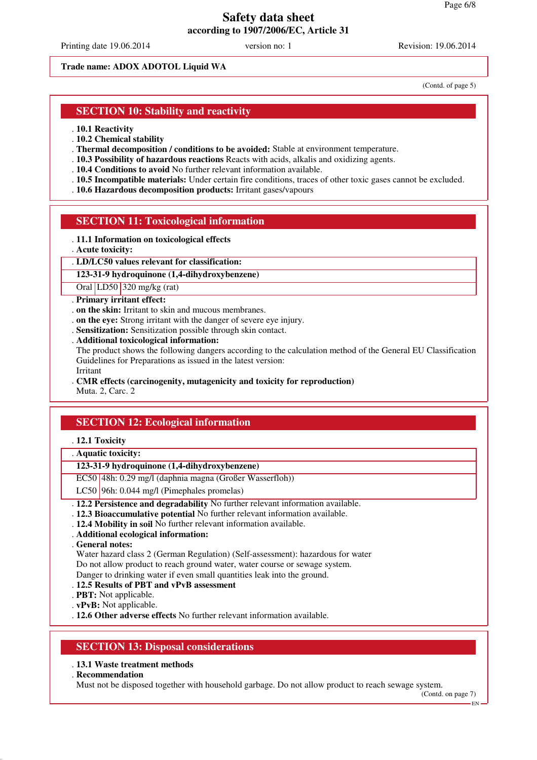**Trade name: ADOX ADOTOL Liquid WA**

(Contd. of page 5)

## SECTION 10: Stability and reactivity

- **10.1 Reactivity**
- **10.2 Chemical stability**
- **Thermal decomposition / conditions to be avoided:** Stable at environment temperature.
- **10.3 Possibility of hazardous reactions** Reacts with acids, alkalis and oxidizing agents.
- **10.4 Conditions to avoid** No further relevant information available.
- **10.5 Incompatible materials:** Under certain fire conditions, traces of other toxic gases cannot be excluded.
- **10.6 Hazardous decomposition products:** Irritant gases/vapours

## SECTION 11: Toxicological information

- **11.1 Information on toxicological effects**
- **Acute toxicity:**

| **LD/LC50 values relevant for classification:** | | |
|---|---|---|
| **123-31-9 hydroquinone (1,4-dihydroxybenzene)** | | |
| Oral | LD50 | 320 mg/kg (rat) |

- **Primary irritant effect:**
- **on the skin:** Irritant to skin and mucous membranes.
- **on the eye:** Strong irritant with the danger of severe eye injury.
- **Sensitization:** Sensitization possible through skin contact.
- **Additional toxicological information:**
  The product shows the following dangers according to the calculation method of the General EU Classification Guidelines for Preparations as issued in the latest version:
  Irritant
- **CMR effects (carcinogenity, mutagenicity and toxicity for reproduction)**
  Muta. 2, Carc. 2

## SECTION 12: Ecological information

- **12.1 Toxicity**

| **Aquatic toxicity:** | |
|---|---|
| **123-31-9 hydroquinone (1,4-dihydroxybenzene)** | |
| EC50 | 48h: 0.29 mg/l (daphnia magna (Großer Wasserfloh)) |
| LC50 | 96h: 0.044 mg/l (Pimephales promelas) |

- **12.2 Persistence and degradability** No further relevant information available.
- **12.3 Bioaccumulative potential** No further relevant information available.
- **12.4 Mobility in soil** No further relevant information available.
- **Additional ecological information:**
- **General notes:**
  Water hazard class 2 (German Regulation) (Self-assessment): hazardous for water
  Do not allow product to reach ground water, water course or sewage system.
  Danger to drinking water if even small quantities leak into the ground.
- **12.5 Results of PBT and vPvB assessment**
- **PBT:** Not applicable.
- **vPvB:** Not applicable.
- **12.6 Other adverse effects** No further relevant information available.

## SECTION 13: Disposal considerations

- **13.1 Waste treatment methods**
- **Recommendation**
  Must not be disposed together with household garbage. Do not allow product to reach sewage system.

(Contd. on page 7)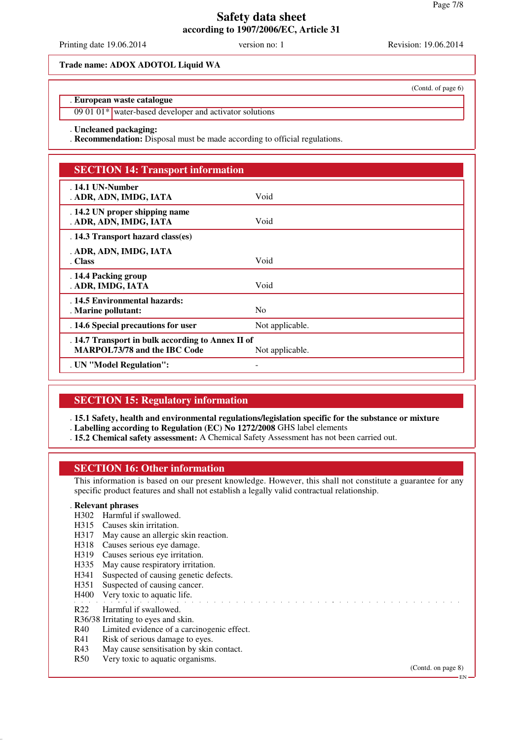(Contd. of page 6)

**European waste catalogue**

| | |
|---|---|
| 09 01 01* | water-based developer and activator solutions |

**Uncleaned packaging:**

**Recommendation:** Disposal must be made according to official regulations.

## SECTION 14: Transport information

| | |
|---|---|
| **14.1 UN-Number**<br>**ADR, ADN, IMDG, IATA** | Void |
| **14.2 UN proper shipping name**<br>**ADR, ADN, IMDG, IATA** | Void |
| **14.3 Transport hazard class(es)**<br>**ADR, ADN, IMDG, IATA**<br>**Class** | Void |
| **14.4 Packing group**<br>**ADR, IMDG, IATA** | Void |
| **14.5 Environmental hazards:**<br>**Marine pollutant:** | No |
| **14.6 Special precautions for user** | Not applicable. |
| **14.7 Transport in bulk according to Annex II of MARPOL73/78 and the IBC Code** | Not applicable. |
| **UN "Model Regulation":** | - |

## SECTION 15: Regulatory information

**15.1 Safety, health and environmental regulations/legislation specific for the substance or mixture**

**Labelling according to Regulation (EC) No 1272/2008** GHS label elements

**15.2 Chemical safety assessment:** A Chemical Safety Assessment has not been carried out.

## SECTION 16: Other information

This information is based on our present knowledge. However, this shall not constitute a guarantee for any specific product features and shall not establish a legally valid contractual relationship.

**Relevant phrases**

H302 Harmful if swallowed.
H315 Causes skin irritation.
H317 May cause an allergic skin reaction.
H318 Causes serious eye damage.
H319 Causes serious eye irritation.
H335 May cause respiratory irritation.
H341 Suspected of causing genetic defects.
H351 Suspected of causing cancer.
H400 Very toxic to aquatic life.

R22 Harmful if swallowed.
R36/38 Irritating to eyes and skin.
R40 Limited evidence of a carcinogenic effect.
R41 Risk of serious damage to eyes.
R43 May cause sensitisation by skin contact.
R50 Very toxic to aquatic organisms.

(Contd. on page 8)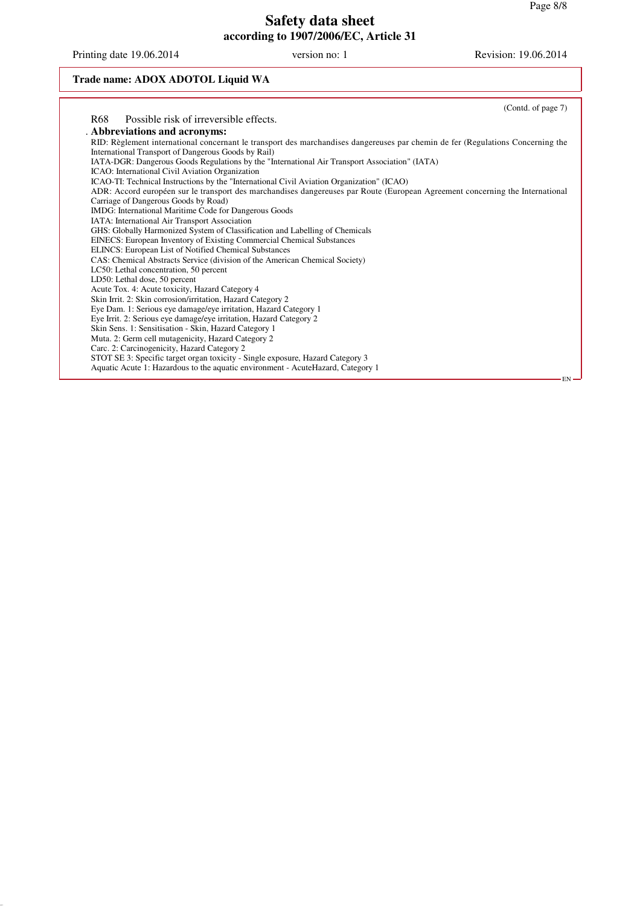R68 Possible risk of irreversible effects.

**Abbreviations and acronyms:**

RID: Règlement international concernant le transport des marchandises dangereuses par chemin de fer (Regulations Concerning the International Transport of Dangerous Goods by Rail)
IATA-DGR: Dangerous Goods Regulations by the "International Air Transport Association" (IATA)
ICAO: International Civil Aviation Organization
ICAO-TI: Technical Instructions by the "International Civil Aviation Organization" (ICAO)
ADR: Accord européen sur le transport des marchandises dangereuses par Route (European Agreement concerning the International Carriage of Dangerous Goods by Road)
IMDG: International Maritime Code for Dangerous Goods
IATA: International Air Transport Association
GHS: Globally Harmonized System of Classification and Labelling of Chemicals
EINECS: European Inventory of Existing Commercial Chemical Substances
ELINCS: European List of Notified Chemical Substances
CAS: Chemical Abstracts Service (division of the American Chemical Society)
LC50: Lethal concentration, 50 percent
LD50: Lethal dose, 50 percent
Acute Tox. 4: Acute toxicity, Hazard Category 4
Skin Irrit. 2: Skin corrosion/irritation, Hazard Category 2
Eye Dam. 1: Serious eye damage/eye irritation, Hazard Category 1
Eye Irrit. 2: Serious eye damage/eye irritation, Hazard Category 2
Skin Sens. 1: Sensitisation - Skin, Hazard Category 1
Muta. 2: Germ cell mutagenicity, Hazard Category 2
Carc. 2: Carcinogenicity, Hazard Category 2
STOT SE 3: Specific target organ toxicity - Single exposure, Hazard Category 3
Aquatic Acute 1: Hazardous to the aquatic environment - AcuteHazard, Category 1